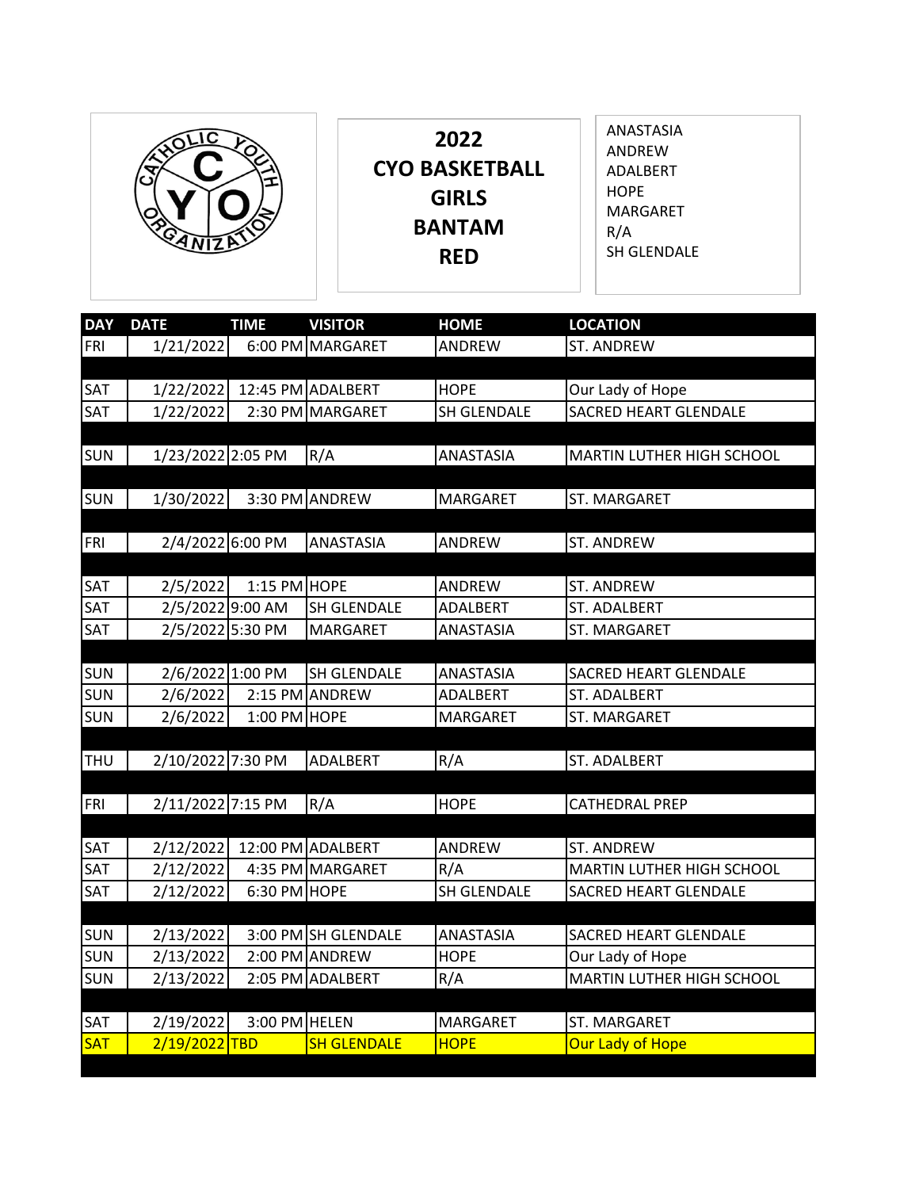# 2022 CYO BASKETBALL GIRLS BANTAM RED

ANASTASIA
ANDREW
ADALBERT
HOPE
MARGARET
R/A
SH GLENDALE

| DAY | DATE | TIME | VISITOR | HOME | LOCATION |
|---|---|---|---|---|---|
| FRI | 1/21/2022 | 6:00 PM | MARGARET | ANDREW | ST. ANDREW |
| | | | | | |
| SAT | 1/22/2022 | 12:45 PM | ADALBERT | HOPE | Our Lady of Hope |
| SAT | 1/22/2022 | 2:30 PM | MARGARET | SH GLENDALE | SACRED HEART GLENDALE |
| | | | | | |
| SUN | 1/23/2022 | 2:05 PM | R/A | ANASTASIA | MARTIN LUTHER HIGH SCHOOL |
| | | | | | |
| SUN | 1/30/2022 | 3:30 PM | ANDREW | MARGARET | ST. MARGARET |
| | | | | | |
| FRI | 2/4/2022 | 6:00 PM | ANASTASIA | ANDREW | ST. ANDREW |
| | | | | | |
| SAT | 2/5/2022 | 1:15 PM | HOPE | ANDREW | ST. ANDREW |
| SAT | 2/5/2022 | 9:00 AM | SH GLENDALE | ADALBERT | ST. ADALBERT |
| SAT | 2/5/2022 | 5:30 PM | MARGARET | ANASTASIA | ST. MARGARET |
| | | | | | |
| SUN | 2/6/2022 | 1:00 PM | SH GLENDALE | ANASTASIA | SACRED HEART GLENDALE |
| SUN | 2/6/2022 | 2:15 PM | ANDREW | ADALBERT | ST. ADALBERT |
| SUN | 2/6/2022 | 1:00 PM | HOPE | MARGARET | ST. MARGARET |
| | | | | | |
| THU | 2/10/2022 | 7:30 PM | ADALBERT | R/A | ST. ADALBERT |
| | | | | | |
| FRI | 2/11/2022 | 7:15 PM | R/A | HOPE | CATHEDRAL PREP |
| | | | | | |
| SAT | 2/12/2022 | 12:00 PM | ADALBERT | ANDREW | ST. ANDREW |
| SAT | 2/12/2022 | 4:35 PM | MARGARET | R/A | MARTIN LUTHER HIGH SCHOOL |
| SAT | 2/12/2022 | 6:30 PM | HOPE | SH GLENDALE | SACRED HEART GLENDALE |
| | | | | | |
| SUN | 2/13/2022 | 3:00 PM | SH GLENDALE | ANASTASIA | SACRED HEART GLENDALE |
| SUN | 2/13/2022 | 2:00 PM | ANDREW | HOPE | Our Lady of Hope |
| SUN | 2/13/2022 | 2:05 PM | ADALBERT | R/A | MARTIN LUTHER HIGH SCHOOL |
| | | | | | |
| SAT | 2/19/2022 | 3:00 PM | HELEN | MARGARET | ST. MARGARET |
| SAT | 2/19/2022 | TBD | SH GLENDALE | HOPE | Our Lady of Hope |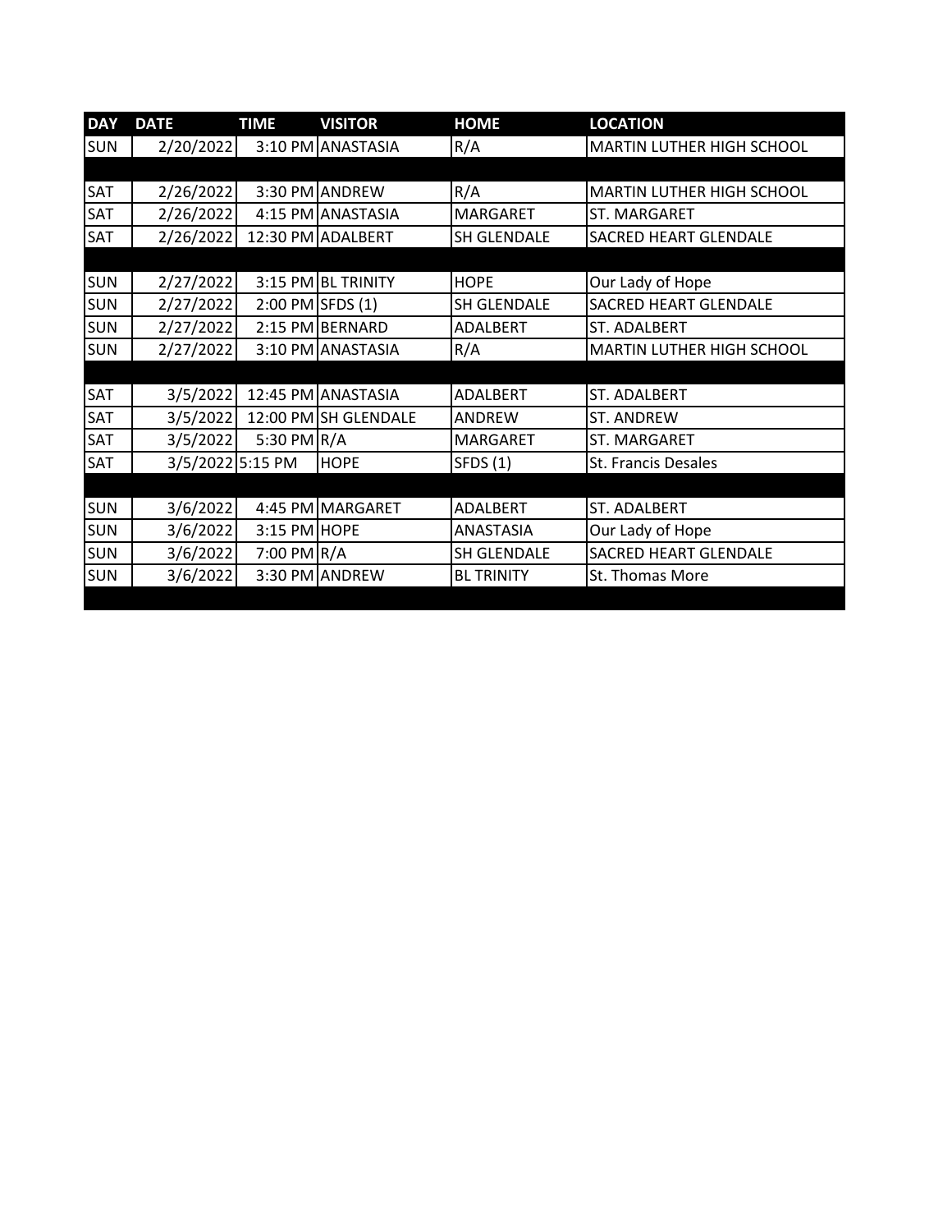| DAY | DATE | TIME | VISITOR | HOME | LOCATION |
|---|---|---|---|---|---|
| SUN | 2/20/2022 | 3:10 PM | ANASTASIA | R/A | MARTIN LUTHER HIGH SCHOOL |
| | | | | | |
| SAT | 2/26/2022 | 3:30 PM | ANDREW | R/A | MARTIN LUTHER HIGH SCHOOL |
| SAT | 2/26/2022 | 4:15 PM | ANASTASIA | MARGARET | ST. MARGARET |
| SAT | 2/26/2022 | 12:30 PM | ADALBERT | SH GLENDALE | SACRED HEART GLENDALE |
| | | | | | |
| SUN | 2/27/2022 | 3:15 PM | BL TRINITY | HOPE | Our Lady of Hope |
| SUN | 2/27/2022 | 2:00 PM | SFDS (1) | SH GLENDALE | SACRED HEART GLENDALE |
| SUN | 2/27/2022 | 2:15 PM | BERNARD | ADALBERT | ST. ADALBERT |
| SUN | 2/27/2022 | 3:10 PM | ANASTASIA | R/A | MARTIN LUTHER HIGH SCHOOL |
| | | | | | |
| SAT | 3/5/2022 | 12:45 PM | ANASTASIA | ADALBERT | ST. ADALBERT |
| SAT | 3/5/2022 | 12:00 PM | SH GLENDALE | ANDREW | ST. ANDREW |
| SAT | 3/5/2022 | 5:30 PM | R/A | MARGARET | ST. MARGARET |
| SAT | 3/5/2022 | 5:15 PM | HOPE | SFDS (1) | St. Francis Desales |
| | | | | | |
| SUN | 3/6/2022 | 4:45 PM | MARGARET | ADALBERT | ST. ADALBERT |
| SUN | 3/6/2022 | 3:15 PM | HOPE | ANASTASIA | Our Lady of Hope |
| SUN | 3/6/2022 | 7:00 PM | R/A | SH GLENDALE | SACRED HEART GLENDALE |
| SUN | 3/6/2022 | 3:30 PM | ANDREW | BL TRINITY | St. Thomas More |